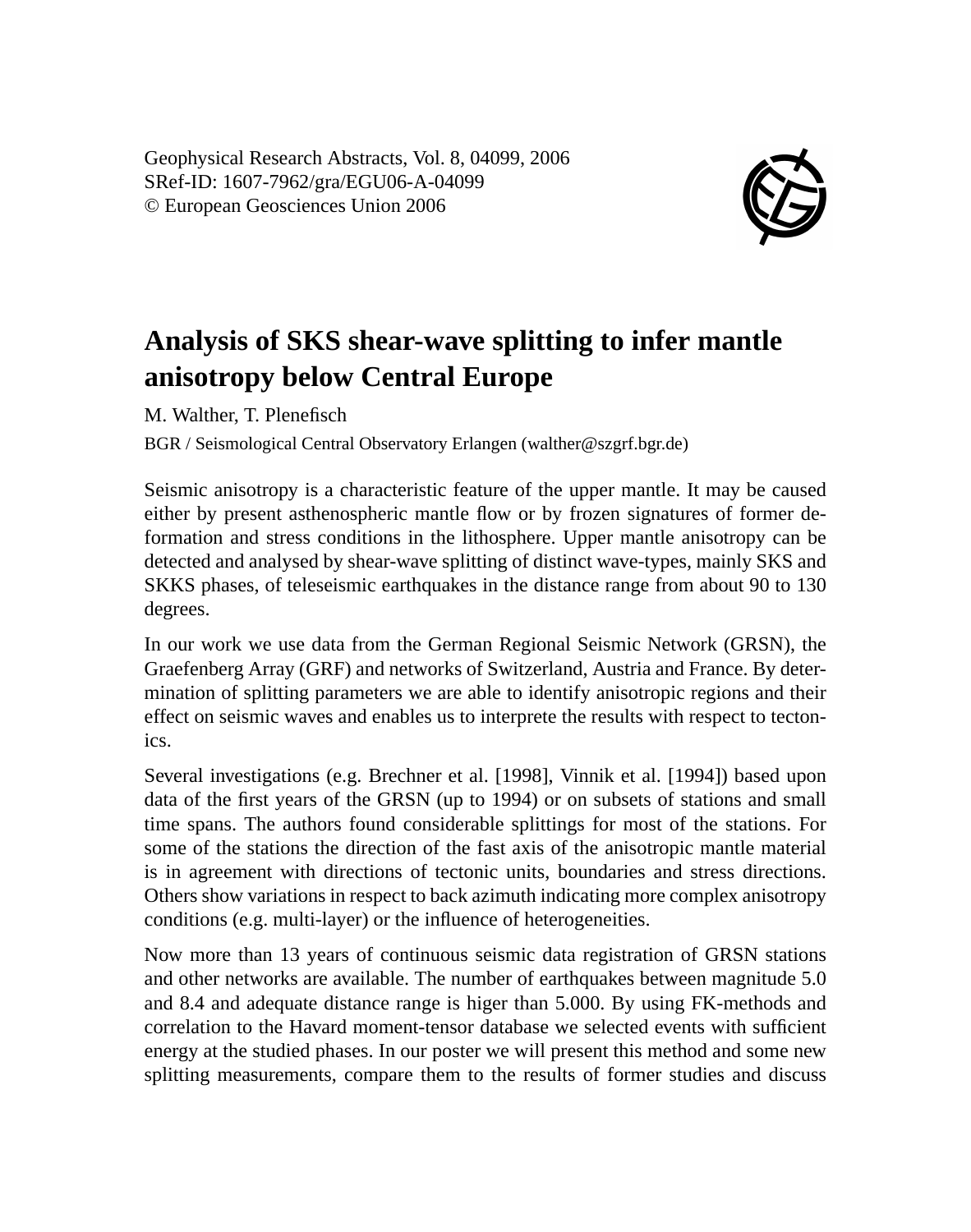Geophysical Research Abstracts, Vol. 8, 04099, 2006
SRef-ID: 1607-7962/gra/EGU06-A-04099
© European Geosciences Union 2006

# Analysis of SKS shear-wave splitting to infer mantle anisotropy below Central Europe

M. Walther, T. Plenefisch

BGR / Seismological Central Observatory Erlangen (walther@szgrf.bgr.de)

Seismic anisotropy is a characteristic feature of the upper mantle. It may be caused either by present asthenospheric mantle flow or by frozen signatures of former deformation and stress conditions in the lithosphere. Upper mantle anisotropy can be detected and analysed by shear-wave splitting of distinct wave-types, mainly SKS and SKKS phases, of teleseismic earthquakes in the distance range from about 90 to 130 degrees.

In our work we use data from the German Regional Seismic Network (GRSN), the Graefenberg Array (GRF) and networks of Switzerland, Austria and France. By determination of splitting parameters we are able to identify anisotropic regions and their effect on seismic waves and enables us to interprete the results with respect to tectonics.

Several investigations (e.g. Brechner et al. [1998], Vinnik et al. [1994]) based upon data of the first years of the GRSN (up to 1994) or on subsets of stations and small time spans. The authors found considerable splittings for most of the stations. For some of the stations the direction of the fast axis of the anisotropic mantle material is in agreement with directions of tectonic units, boundaries and stress directions. Others show variations in respect to back azimuth indicating more complex anisotropy conditions (e.g. multi-layer) or the influence of heterogeneities.

Now more than 13 years of continuous seismic data registration of GRSN stations and other networks are available. The number of earthquakes between magnitude 5.0 and 8.4 and adequate distance range is higer than 5.000. By using FK-methods and correlation to the Havard moment-tensor database we selected events with sufficient energy at the studied phases. In our poster we will present this method and some new splitting measurements, compare them to the results of former studies and discuss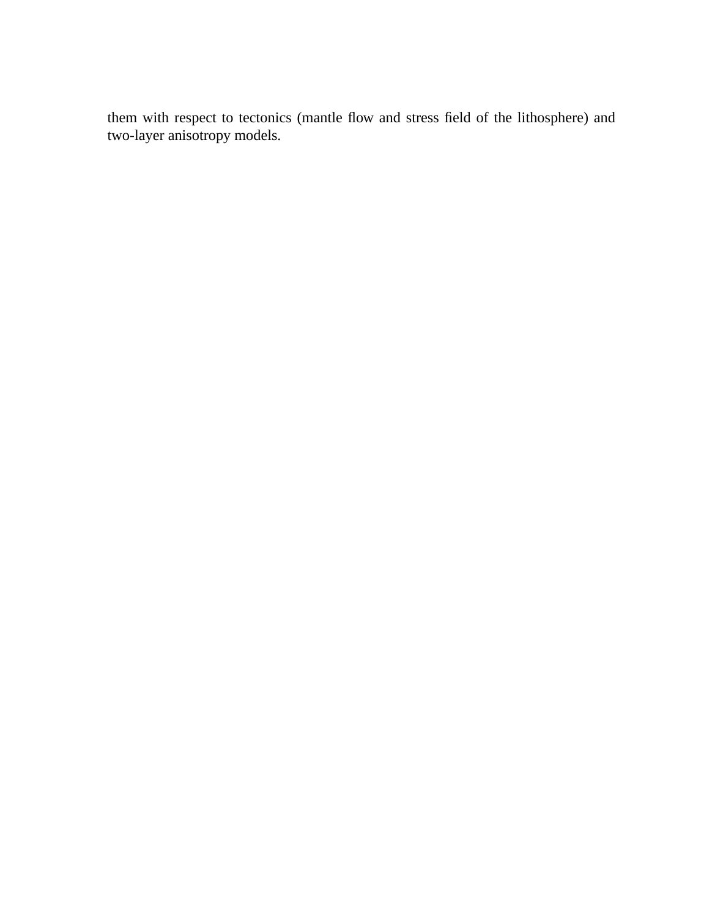them with respect to tectonics (mantle flow and stress field of the lithosphere) and two-layer anisotropy models.